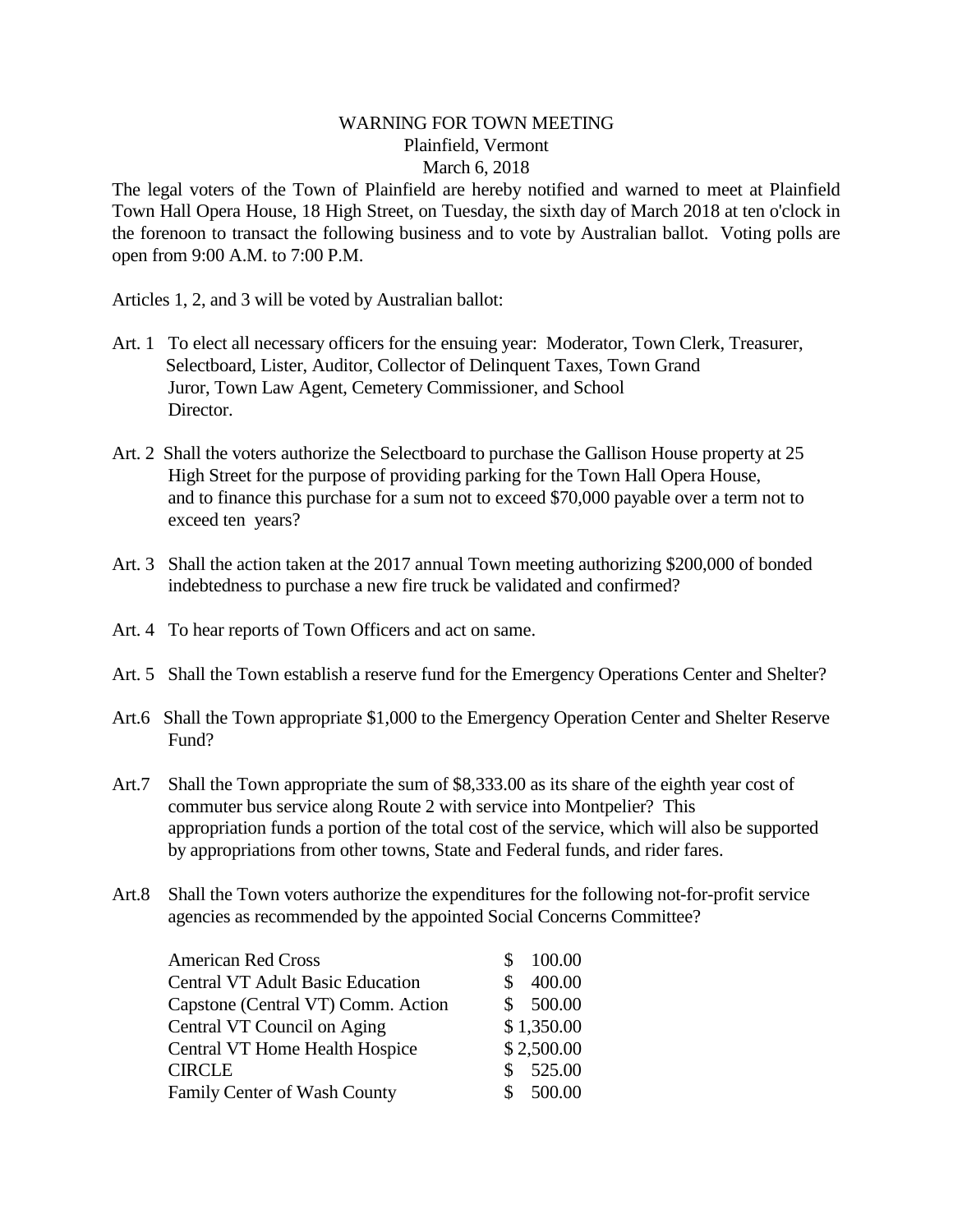# WARNING FOR TOWN MEETING

## Plainfield, Vermont

## March 6, 2018

The legal voters of the Town of Plainfield are hereby notified and warned to meet at Plainfield Town Hall Opera House, 18 High Street, on Tuesday, the sixth day of March 2018 at ten o'clock in the forenoon to transact the following business and to vote by Australian ballot. Voting polls are open from 9:00 A.M. to 7:00 P.M.

Articles 1, 2, and 3 will be voted by Australian ballot:

Art. 1 To elect all necessary officers for the ensuing year: Moderator, Town Clerk, Treasurer, Selectboard, Lister, Auditor, Collector of Delinquent Taxes, Town Grand Juror, Town Law Agent, Cemetery Commissioner, and School Director.

Art. 2 Shall the voters authorize the Selectboard to purchase the Gallison House property at 25 High Street for the purpose of providing parking for the Town Hall Opera House, and to finance this purchase for a sum not to exceed $70,000 payable over a term not to exceed ten years?

Art. 3 Shall the action taken at the 2017 annual Town meeting authorizing $200,000 of bonded indebtedness to purchase a new fire truck be validated and confirmed?

Art. 4 To hear reports of Town Officers and act on same.

Art. 5 Shall the Town establish a reserve fund for the Emergency Operations Center and Shelter?

Art.6 Shall the Town appropriate $1,000 to the Emergency Operation Center and Shelter Reserve Fund?

Art.7 Shall the Town appropriate the sum of $8,333.00 as its share of the eighth year cost of commuter bus service along Route 2 with service into Montpelier? This appropriation funds a portion of the total cost of the service, which will also be supported by appropriations from other towns, State and Federal funds, and rider fares.

Art.8 Shall the Town voters authorize the expenditures for the following not-for-profit service agencies as recommended by the appointed Social Concerns Committee?

| | |
|---|---|
| American Red Cross | $ 100.00 |
| Central VT Adult Basic Education | $ 400.00 |
| Capstone (Central VT) Comm. Action | $ 500.00 |
| Central VT Council on Aging | $ 1,350.00 |
| Central VT Home Health Hospice | $ 2,500.00 |
| CIRCLE | $ 525.00 |
| Family Center of Wash County | $ 500.00 |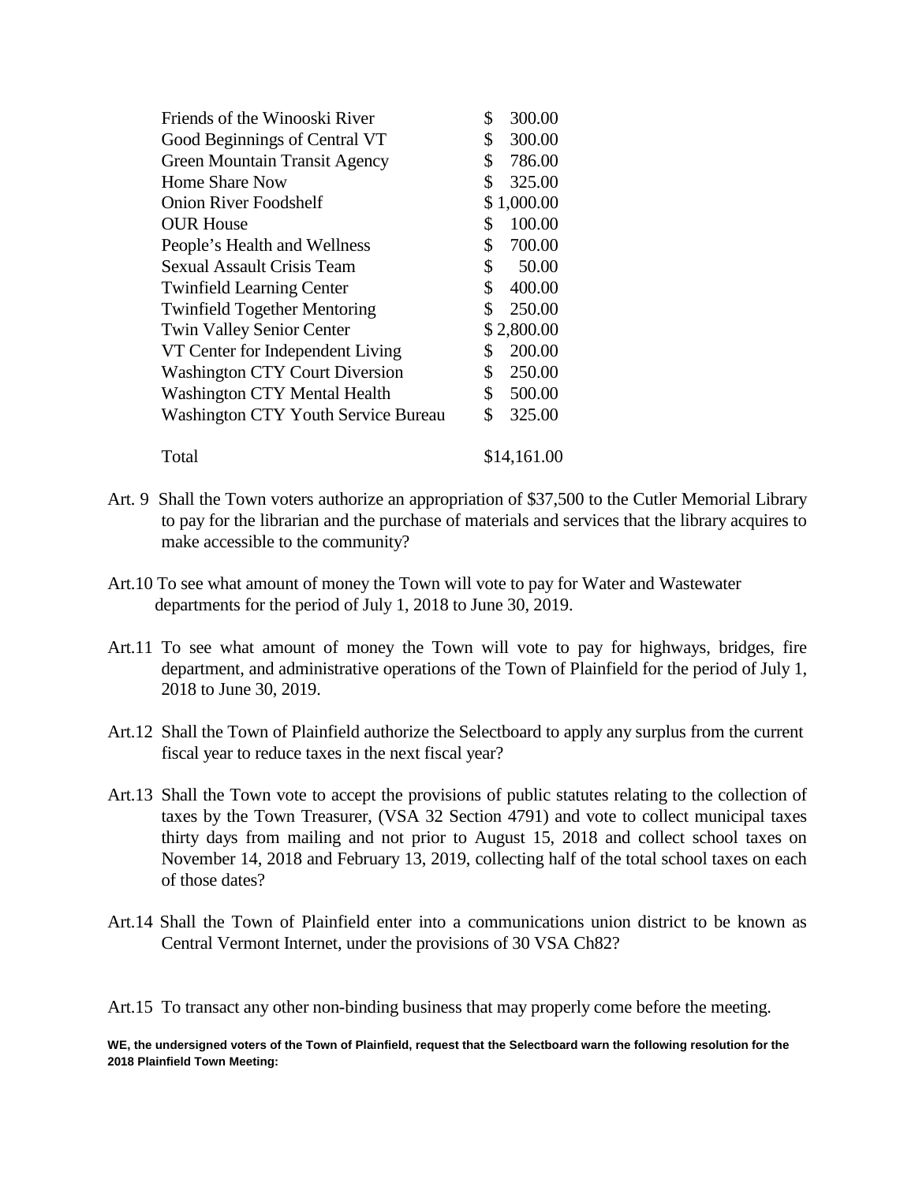| | |
|---|---|
| Friends of the Winooski River | $ 300.00 |
| Good Beginnings of Central VT | $ 300.00 |
| Green Mountain Transit Agency | $ 786.00 |
| Home Share Now | $ 325.00 |
| Onion River Foodshelf | $ 1,000.00 |
| OUR House | $ 100.00 |
| People's Health and Wellness | $ 700.00 |
| Sexual Assault Crisis Team | $ 50.00 |
| Twinfield Learning Center | $ 400.00 |
| Twinfield Together Mentoring | $ 250.00 |
| Twin Valley Senior Center | $ 2,800.00 |
| VT Center for Independent Living | $ 200.00 |
| Washington CTY Court Diversion | $ 250.00 |
| Washington CTY Mental Health | $ 500.00 |
| Washington CTY Youth Service Bureau | $ 325.00 |
| Total | $14,161.00 |

Art. 9 Shall the Town voters authorize an appropriation of $37,500 to the Cutler Memorial Library to pay for the librarian and the purchase of materials and services that the library acquires to make accessible to the community?

Art.10 To see what amount of money the Town will vote to pay for Water and Wastewater departments for the period of July 1, 2018 to June 30, 2019.

Art.11 To see what amount of money the Town will vote to pay for highways, bridges, fire department, and administrative operations of the Town of Plainfield for the period of July 1, 2018 to June 30, 2019.

Art.12 Shall the Town of Plainfield authorize the Selectboard to apply any surplus from the current fiscal year to reduce taxes in the next fiscal year?

Art.13 Shall the Town vote to accept the provisions of public statutes relating to the collection of taxes by the Town Treasurer, (VSA 32 Section 4791) and vote to collect municipal taxes thirty days from mailing and not prior to August 15, 2018 and collect school taxes on November 14, 2018 and February 13, 2019, collecting half of the total school taxes on each of those dates?

Art.14 Shall the Town of Plainfield enter into a communications union district to be known as Central Vermont Internet, under the provisions of 30 VSA Ch82?

Art.15 To transact any other non-binding business that may properly come before the meeting.

**WE, the undersigned voters of the Town of Plainfield, request that the Selectboard warn the following resolution for the 2018 Plainfield Town Meeting:**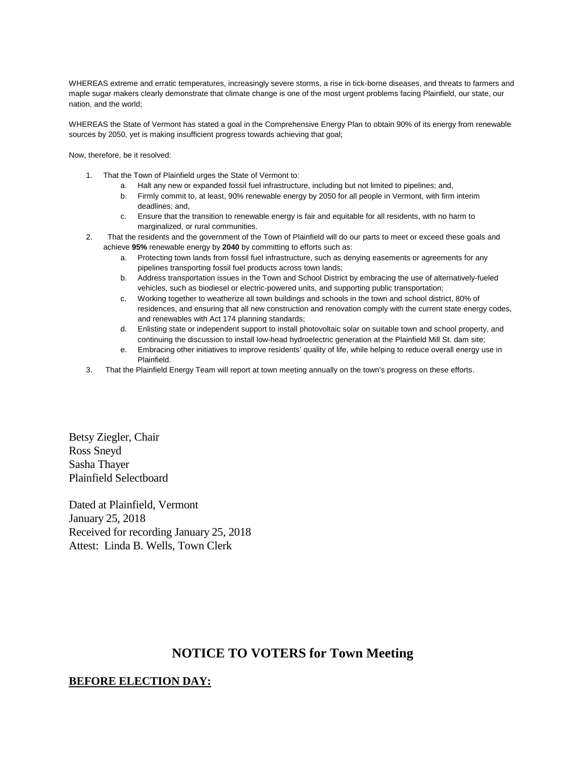WHEREAS extreme and erratic temperatures, increasingly severe storms, a rise in tick-borne diseases, and threats to farmers and maple sugar makers clearly demonstrate that climate change is one of the most urgent problems facing Plainfield, our state, our nation, and the world;

WHEREAS the State of Vermont has stated a goal in the Comprehensive Energy Plan to obtain 90% of its energy from renewable sources by 2050, yet is making insufficient progress towards achieving that goal;

Now, therefore, be it resolved:

1. That the Town of Plainfield urges the State of Vermont to:
   a. Halt any new or expanded fossil fuel infrastructure, including but not limited to pipelines; and,
   b. Firmly commit to, at least, 90% renewable energy by 2050 for all people in Vermont, with firm interim deadlines; and,
   c. Ensure that the transition to renewable energy is fair and equitable for all residents, with no harm to marginalized, or rural communities.
2. That the residents and the government of the Town of Plainfield will do our parts to meet or exceed these goals and achieve **95%** renewable energy by **2040** by committing to efforts such as:
   a. Protecting town lands from fossil fuel infrastructure, such as denying easements or agreements for any pipelines transporting fossil fuel products across town lands;
   b. Address transportation issues in the Town and School District by embracing the use of alternatively-fueled vehicles, such as biodiesel or electric-powered units, and supporting public transportation;
   c. Working together to weatherize all town buildings and schools in the town and school district, 80% of residences, and ensuring that all new construction and renovation comply with the current state energy codes, and renewables with Act 174 planning standards;
   d. Enlisting state or independent support to install photovoltaic solar on suitable town and school property, and continuing the discussion to install low-head hydroelectric generation at the Plainfield Mill St. dam site;
   e. Embracing other initiatives to improve residents' quality of life, while helping to reduce overall energy use in Plainfield.
3. That the Plainfield Energy Team will report at town meeting annually on the town's progress on these efforts.

Betsy Ziegler, Chair
Ross Sneyd
Sasha Thayer
Plainfield Selectboard

Dated at Plainfield, Vermont
January 25, 2018
Received for recording January 25, 2018
Attest: Linda B. Wells, Town Clerk

# NOTICE TO VOTERS for Town Meeting

## BEFORE ELECTION DAY: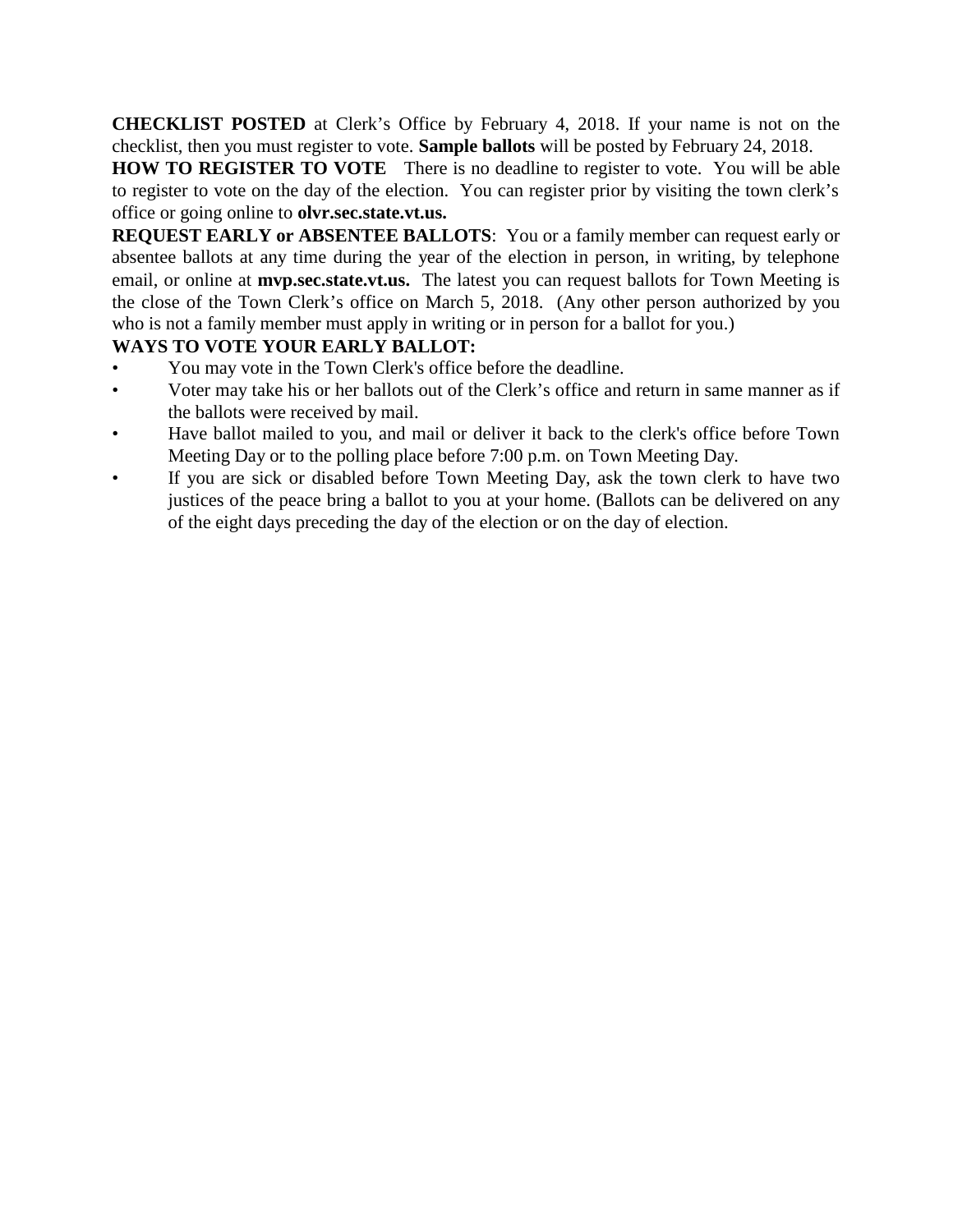**CHECKLIST POSTED** at Clerk's Office by February 4, 2018. If your name is not on the checklist, then you must register to vote. **Sample ballots** will be posted by February 24, 2018.

**HOW TO REGISTER TO VOTE** There is no deadline to register to vote. You will be able to register to vote on the day of the election. You can register prior by visiting the town clerk's office or going online to **olvr.sec.state.vt.us.**

**REQUEST EARLY or ABSENTEE BALLOTS**: You or a family member can request early or absentee ballots at any time during the year of the election in person, in writing, by telephone email, or online at **mvp.sec.state.vt.us.** The latest you can request ballots for Town Meeting is the close of the Town Clerk's office on March 5, 2018. (Any other person authorized by you who is not a family member must apply in writing or in person for a ballot for you.)

**WAYS TO VOTE YOUR EARLY BALLOT:**

- You may vote in the Town Clerk's office before the deadline.
- Voter may take his or her ballots out of the Clerk's office and return in same manner as if the ballots were received by mail.
- Have ballot mailed to you, and mail or deliver it back to the clerk's office before Town Meeting Day or to the polling place before 7:00 p.m. on Town Meeting Day.
- If you are sick or disabled before Town Meeting Day, ask the town clerk to have two justices of the peace bring a ballot to you at your home. (Ballots can be delivered on any of the eight days preceding the day of the election or on the day of election.